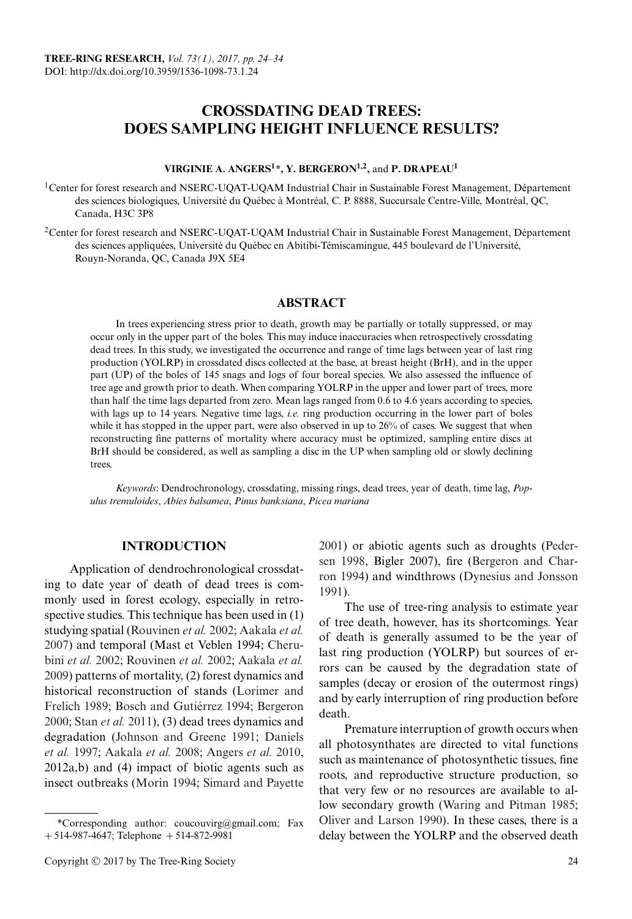# CROSSDATING DEAD TREES: DOES SAMPLING HEIGHT INFLUENCE RESULTS?

**VIRGINIE A. ANGERS[1]\*, Y. BERGERON[1,2], and P. DRAPEAU[1]**

[1]Center for forest research and NSERC-UQAT-UQAM Industrial Chair in Sustainable Forest Management, Département des sciences biologiques, Université du Québec à Montréal, C. P. 8888, Succursale Centre-Ville, Montréal, QC, Canada, H3C 3P8

[2]Center for forest research and NSERC-UQAT-UQAM Industrial Chair in Sustainable Forest Management, Département des sciences appliquées, Université du Québec en Abitibi-Témiscamingue, 445 boulevard de l'Université, Rouyn-Noranda, QC, Canada J9X 5E4

## ABSTRACT

In trees experiencing stress prior to death, growth may be partially or totally suppressed, or may occur only in the upper part of the boles. This may induce inaccuracies when retrospectively crossdating dead trees. In this study, we investigated the occurrence and range of time lags between year of last ring production (YOLRP) in crossdated discs collected at the base, at breast height (BrH), and in the upper part (UP) of the boles of 145 snags and logs of four boreal species. We also assessed the influence of tree age and growth prior to death. When comparing YOLRP in the upper and lower part of trees, more than half the time lags departed from zero. Mean lags ranged from 0.6 to 4.6 years according to species, with lags up to 14 years. Negative time lags, *i.e.* ring production occurring in the lower part of boles while it has stopped in the upper part, were also observed in up to 26% of cases. We suggest that when reconstructing fine patterns of mortality where accuracy must be optimized, sampling entire discs at BrH should be considered, as well as sampling a disc in the UP when sampling old or slowly declining trees.

*Keywords*: Dendrochronology, crossdating, missing rings, dead trees, year of death, time lag, *Populus tremuloides*, *Abies balsamea*, *Pinus banksiana*, *Picea mariana*

## INTRODUCTION

Application of dendrochronological crossdating to date year of death of dead trees is commonly used in forest ecology, especially in retrospective studies. This technique has been used in (1) studying spatial (Rouvinen *et al.* 2002; Aakala *et al.* 2007) and temporal (Mast et Veblen 1994; Cherubini *et al.* 2002; Rouvinen *et al.* 2002; Aakala *et al.* 2009) patterns of mortality, (2) forest dynamics and historical reconstruction of stands (Lorimer and Frelich 1989; Bosch and Gutiérrez 1994; Bergeron 2000; Stan *et al.* 2011), (3) dead trees dynamics and degradation (Johnson and Greene 1991; Daniels *et al.* 1997; Aakala *et al.* 2008; Angers *et al.* 2010, 2012a,b) and (4) impact of biotic agents such as insect outbreaks (Morin 1994; Simard and Payette 2001) or abiotic agents such as droughts (Pedersen 1998, Bigler 2007), fire (Bergeron and Charron 1994) and windthrows (Dynesius and Jonsson 1991).

The use of tree-ring analysis to estimate year of tree death, however, has its shortcomings. Year of death is generally assumed to be the year of last ring production (YOLRP) but sources of errors can be caused by the degradation state of samples (decay or erosion of the outermost rings) and by early interruption of ring production before death.

Premature interruption of growth occurs when all photosynthates are directed to vital functions such as maintenance of photosynthetic tissues, fine roots, and reproductive structure production, so that very few or no resources are available to allow secondary growth (Waring and Pitman 1985; Oliver and Larson 1990). In these cases, there is a delay between the YOLRP and the observed death

\*Corresponding author: coucouvirg@gmail.com; Fax +514-987-4647; Telephone +514-872-9981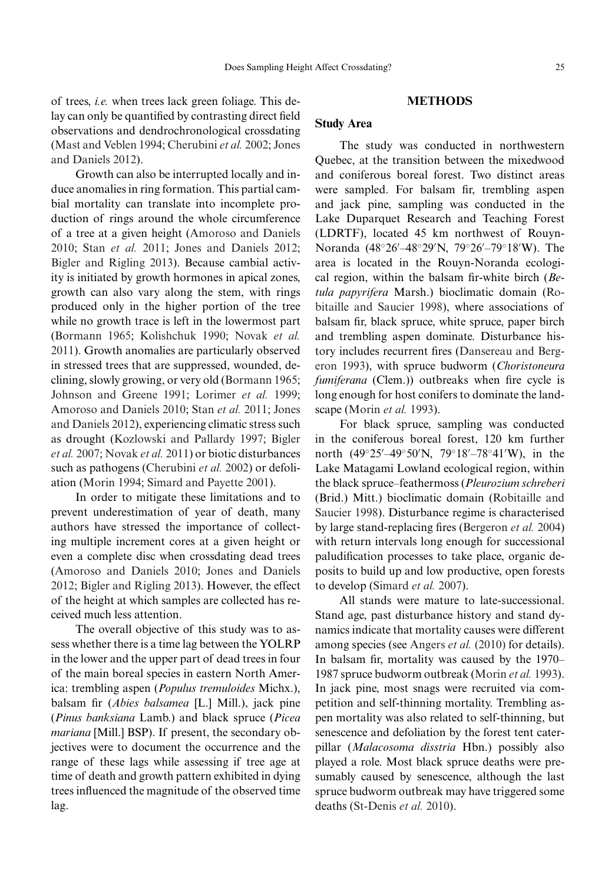of trees, *i.e.* when trees lack green foliage. This delay can only be quantified by contrasting direct field observations and dendrochronological crossdating (Mast and Veblen 1994; Cherubini *et al.* 2002; Jones and Daniels 2012).

Growth can also be interrupted locally and induce anomalies in ring formation. This partial cambial mortality can translate into incomplete production of rings around the whole circumference of a tree at a given height (Amoroso and Daniels 2010; Stan *et al.* 2011; Jones and Daniels 2012; Bigler and Rigling 2013). Because cambial activity is initiated by growth hormones in apical zones, growth can also vary along the stem, with rings produced only in the higher portion of the tree while no growth trace is left in the lowermost part (Bormann 1965; Kolishchuk 1990; Novak *et al.* 2011). Growth anomalies are particularly observed in stressed trees that are suppressed, wounded, declining, slowly growing, or very old (Bormann 1965; Johnson and Greene 1991; Lorimer *et al.* 1999; Amoroso and Daniels 2010; Stan *et al.* 2011; Jones and Daniels 2012), experiencing climatic stress such as drought (Kozlowski and Pallardy 1997; Bigler *et al.* 2007; Novak *et al.* 2011) or biotic disturbances such as pathogens (Cherubini *et al.* 2002) or defoliation (Morin 1994; Simard and Payette 2001).

In order to mitigate these limitations and to prevent underestimation of year of death, many authors have stressed the importance of collecting multiple increment cores at a given height or even a complete disc when crossdating dead trees (Amoroso and Daniels 2010; Jones and Daniels 2012; Bigler and Rigling 2013). However, the effect of the height at which samples are collected has received much less attention.

The overall objective of this study was to assess whether there is a time lag between the YOLRP in the lower and the upper part of dead trees in four of the main boreal species in eastern North America: trembling aspen (*Populus tremuloides* Michx.), balsam fir (*Abies balsamea* [L.] Mill.), jack pine (*Pinus banksiana* Lamb.) and black spruce (*Picea mariana* [Mill.] BSP). If present, the secondary objectives were to document the occurrence and the range of these lags while assessing if tree age at time of death and growth pattern exhibited in dying trees influenced the magnitude of the observed time lag.

## METHODS

### Study Area

The study was conducted in northwestern Quebec, at the transition between the mixedwood and coniferous boreal forest. Two distinct areas were sampled. For balsam fir, trembling aspen and jack pine, sampling was conducted in the Lake Duparquet Research and Teaching Forest (LDRTF), located 45 km northwest of Rouyn-Noranda (48°26′–48°29′N, 79°26′–79°18′W). The area is located in the Rouyn-Noranda ecological region, within the balsam fir-white birch (*Betula papyrifera* Marsh.) bioclimatic domain (Robitaille and Saucier 1998), where associations of balsam fir, black spruce, white spruce, paper birch and trembling aspen dominate. Disturbance history includes recurrent fires (Dansereau and Bergeron 1993), with spruce budworm (*Choristoneura fumiferana* (Clem.)) outbreaks when fire cycle is long enough for host conifers to dominate the landscape (Morin *et al.* 1993).

For black spruce, sampling was conducted in the coniferous boreal forest, 120 km further north (49°25′–49°50′N, 79°18′–78°41′W), in the Lake Matagami Lowland ecological region, within the black spruce–feathermoss (*Pleurozium schreberi* (Brid.) Mitt.) bioclimatic domain (Robitaille and Saucier 1998). Disturbance regime is characterised by large stand-replacing fires (Bergeron *et al.* 2004) with return intervals long enough for successional paludification processes to take place, organic deposits to build up and low productive, open forests to develop (Simard *et al.* 2007).

All stands were mature to late-successional. Stand age, past disturbance history and stand dynamics indicate that mortality causes were different among species (see Angers *et al.* (2010) for details). In balsam fir, mortality was caused by the 1970–1987 spruce budworm outbreak (Morin *et al.* 1993). In jack pine, most snags were recruited via competition and self-thinning mortality. Trembling aspen mortality was also related to self-thinning, but senescence and defoliation by the forest tent caterpillar (*Malacosoma disstria* Hbn.) possibly also played a role. Most black spruce deaths were presumably caused by senescence, although the last spruce budworm outbreak may have triggered some deaths (St-Denis *et al.* 2010).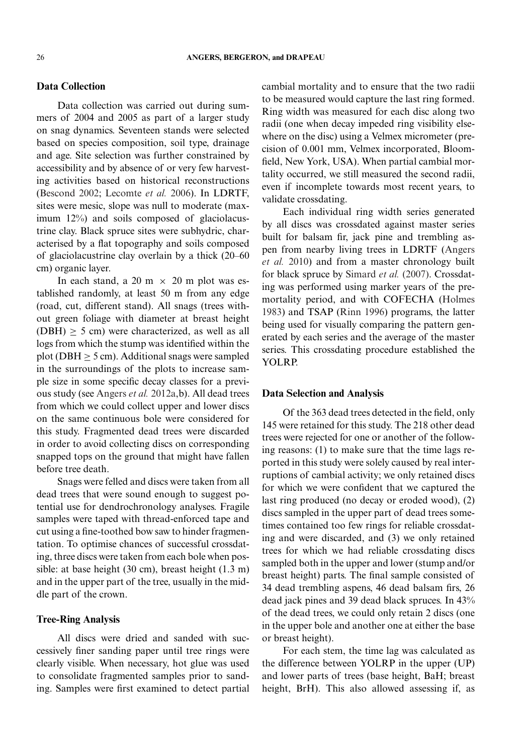## Data Collection

Data collection was carried out during summers of 2004 and 2005 as part of a larger study on snag dynamics. Seventeen stands were selected based on species composition, soil type, drainage and age. Site selection was further constrained by accessibility and by absence of or very few harvesting activities based on historical reconstructions (Bescond 2002; Lecomte *et al.* 2006). In LDRTF, sites were mesic, slope was null to moderate (maximum 12%) and soils composed of glaciolacustrine clay. Black spruce sites were subhydric, characterised by a flat topography and soils composed of glaciolacustrine clay overlain by a thick (20–60 cm) organic layer.

In each stand, a 20 m $\times$ 20 m plot was established randomly, at least 50 m from any edge (road, cut, different stand). All snags (trees without green foliage with diameter at breast height (DBH) $\geq$ 5 cm) were characterized, as well as all logs from which the stump was identified within the plot (DBH $\geq$ 5 cm). Additional snags were sampled in the surroundings of the plots to increase sample size in some specific decay classes for a previous study (see Angers *et al.* 2012a,b). All dead trees from which we could collect upper and lower discs on the same continuous bole were considered for this study. Fragmented dead trees were discarded in order to avoid collecting discs on corresponding snapped tops on the ground that might have fallen before tree death.

Snags were felled and discs were taken from all dead trees that were sound enough to suggest potential use for dendrochronology analyses. Fragile samples were taped with thread-enforced tape and cut using a fine-toothed bow saw to hinder fragmentation. To optimise chances of successful crossdating, three discs were taken from each bole when possible: at base height (30 cm), breast height (1.3 m) and in the upper part of the tree, usually in the middle part of the crown.

## Tree-Ring Analysis

All discs were dried and sanded with successively finer sanding paper until tree rings were clearly visible. When necessary, hot glue was used to consolidate fragmented samples prior to sanding. Samples were first examined to detect partial cambial mortality and to ensure that the two radii to be measured would capture the last ring formed. Ring width was measured for each disc along two radii (one when decay impeded ring visibility elsewhere on the disc) using a Velmex micrometer (precision of 0.001 mm, Velmex incorporated, Bloomfield, New York, USA). When partial cambial mortality occurred, we still measured the second radii, even if incomplete towards most recent years, to validate crossdating.

Each individual ring width series generated by all discs was crossdated against master series built for balsam fir, jack pine and trembling aspen from nearby living trees in LDRTF (Angers *et al.* 2010) and from a master chronology built for black spruce by Simard *et al.* (2007). Crossdating was performed using marker years of the premortality period, and with COFECHA (Holmes 1983) and TSAP (Rinn 1996) programs, the latter being used for visually comparing the pattern generated by each series and the average of the master series. This crossdating procedure established the YOLRP.

## Data Selection and Analysis

Of the 363 dead trees detected in the field, only 145 were retained for this study. The 218 other dead trees were rejected for one or another of the following reasons: (1) to make sure that the time lags reported in this study were solely caused by real interruptions of cambial activity; we only retained discs for which we were confident that we captured the last ring produced (no decay or eroded wood), (2) discs sampled in the upper part of dead trees sometimes contained too few rings for reliable crossdating and were discarded, and (3) we only retained trees for which we had reliable crossdating discs sampled both in the upper and lower (stump and/or breast height) parts. The final sample consisted of 34 dead trembling aspens, 46 dead balsam firs, 26 dead jack pines and 39 dead black spruces. In 43% of the dead trees, we could only retain 2 discs (one in the upper bole and another one at either the base or breast height).

For each stem, the time lag was calculated as the difference between YOLRP in the upper (UP) and lower parts of trees (base height, BaH; breast height, BrH). This also allowed assessing if, as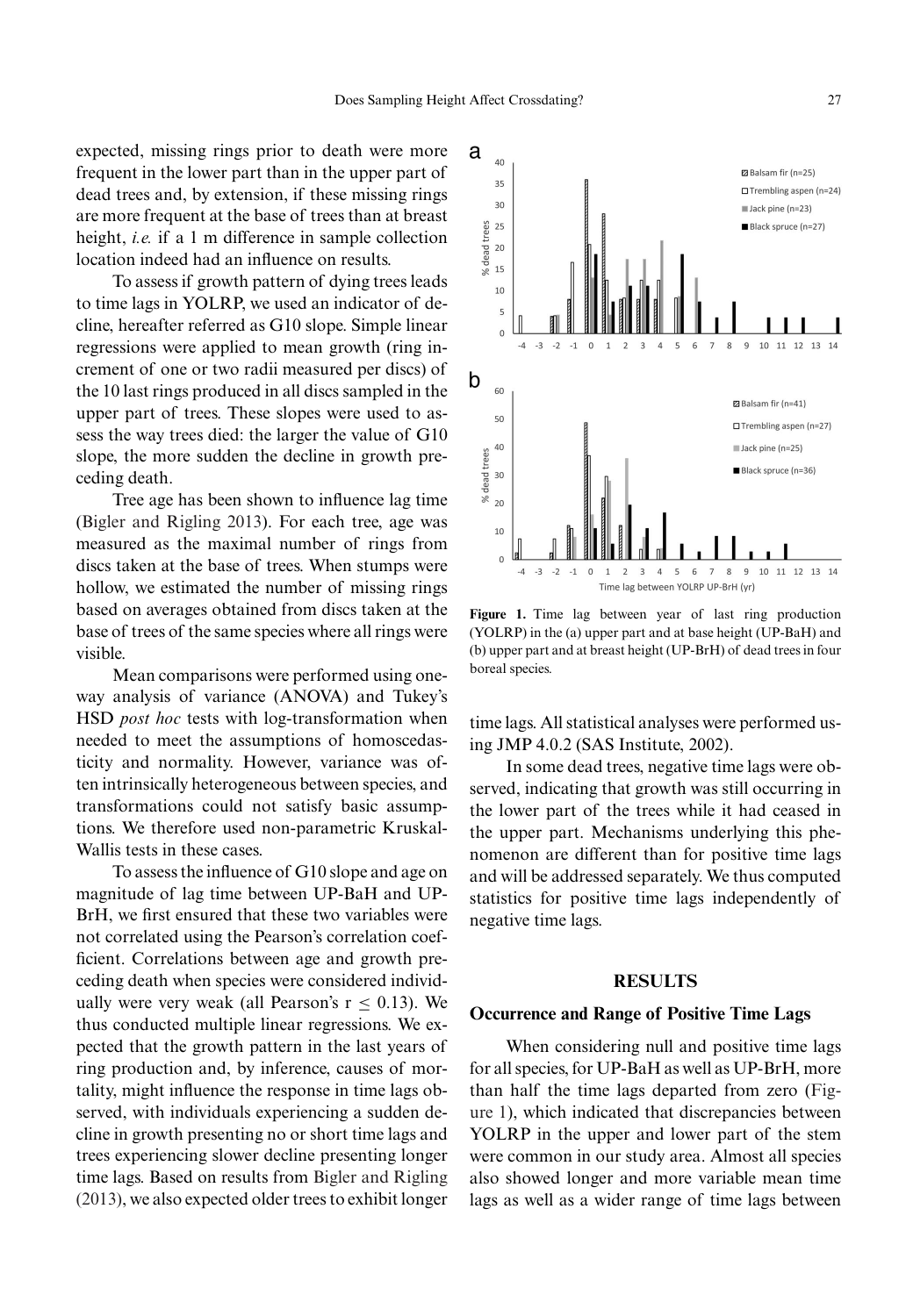expected, missing rings prior to death were more frequent in the lower part than in the upper part of dead trees and, by extension, if these missing rings are more frequent at the base of trees than at breast height, *i.e.* if a 1 m difference in sample collection location indeed had an influence on results.

To assess if growth pattern of dying trees leads to time lags in YOLRP, we used an indicator of decline, hereafter referred as G10 slope. Simple linear regressions were applied to mean growth (ring increment of one or two radii measured per discs) of the 10 last rings produced in all discs sampled in the upper part of trees. These slopes were used to assess the way trees died: the larger the value of G10 slope, the more sudden the decline in growth preceding death.

Tree age has been shown to influence lag time (Bigler and Rigling 2013). For each tree, age was measured as the maximal number of rings from discs taken at the base of trees. When stumps were hollow, we estimated the number of missing rings based on averages obtained from discs taken at the base of trees of the same species where all rings were visible.

Mean comparisons were performed using one-way analysis of variance (ANOVA) and Tukey's HSD *post hoc* tests with log-transformation when needed to meet the assumptions of homoscedasticity and normality. However, variance was often intrinsically heterogeneous between species, and transformations could not satisfy basic assumptions. We therefore used non-parametric Kruskal-Wallis tests in these cases.

To assess the influence of G10 slope and age on magnitude of lag time between UP-BaH and UP-BrH, we first ensured that these two variables were not correlated using the Pearson's correlation coefficient. Correlations between age and growth preceding death when species were considered individually were very weak (all Pearson's $r \leq 0.13$). We thus conducted multiple linear regressions. We expected that the growth pattern in the last years of ring production and, by inference, causes of mortality, might influence the response in time lags observed, with individuals experiencing a sudden decline in growth presenting no or short time lags and trees experiencing slower decline presenting longer time lags. Based on results from Bigler and Rigling (2013), we also expected older trees to exhibit longer time lags. All statistical analyses were performed using JMP 4.0.2 (SAS Institute, 2002).

In some dead trees, negative time lags were observed, indicating that growth was still occurring in the lower part of the trees while it had ceased in the upper part. Mechanisms underlying this phenomenon are different than for positive time lags and will be addressed separately. We thus computed statistics for positive time lags independently of negative time lags.

**Figure 1.** Time lag between year of last ring production (YOLRP) in the (a) upper part and at base height (UP-BaH) and (b) upper part and at breast height (UP-BrH) of dead trees in four boreal species.

## RESULTS

### Occurrence and Range of Positive Time Lags

When considering null and positive time lags for all species, for UP-BaH as well as UP-BrH, more than half the time lags departed from zero (Figure 1), which indicated that discrepancies between YOLRP in the upper and lower part of the stem were common in our study area. Almost all species also showed longer and more variable mean time lags as well as a wider range of time lags between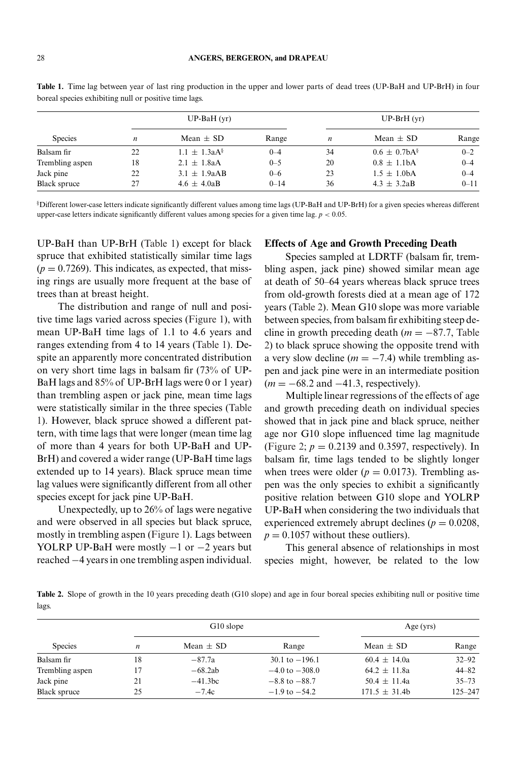**Table 1.** Time lag between year of last ring production in the upper and lower parts of dead trees (UP-BaH and UP-BrH) in four boreal species exhibiting null or positive time lags.

| Species | UP-BaH (yr) | | | UP-BrH (yr) | | |
|---|---|---|---|---|---|---|
| | $n$ | Mean ± SD | Range | $n$ | Mean ± SD | Range |
| Balsam fir | 22 | 1.1 ± 1.3aA[§] | 0–4 | 34 | 0.6 ± 0.7bA[§] | 0–2 |
| Trembling aspen | 18 | 2.1 ± 1.8aA | 0–5 | 20 | 0.8 ± 1.1bA | 0–4 |
| Jack pine | 22 | 3.1 ± 1.9aAB | 0–6 | 23 | 1.5 ± 1.0bA | 0–4 |
| Black spruce | 27 | 4.6 ± 4.0aB | 0–14 | 36 | 4.3 ± 3.2aB | 0–11 |

[§]Different lower-case letters indicate significantly different values among time lags (UP-BaH and UP-BrH) for a given species whereas different upper-case letters indicate significantly different values among species for a given time lag. $p < 0.05$.

UP-BaH than UP-BrH (Table 1) except for black spruce that exhibited statistically similar time lags ($p = 0.7269$). This indicates, as expected, that missing rings are usually more frequent at the base of trees than at breast height.

The distribution and range of null and positive time lags varied across species (Figure 1), with mean UP-BaH time lags of 1.1 to 4.6 years and ranges extending from 4 to 14 years (Table 1). Despite an apparently more concentrated distribution on very short time lags in balsam fir (73% of UP-BaH lags and 85% of UP-BrH lags were 0 or 1 year) than trembling aspen or jack pine, mean time lags were statistically similar in the three species (Table 1). However, black spruce showed a different pattern, with time lags that were longer (mean time lag of more than 4 years for both UP-BaH and UP-BrH) and covered a wider range (UP-BaH time lags extended up to 14 years). Black spruce mean time lag values were significantly different from all other species except for jack pine UP-BaH.

Unexpectedly, up to 26% of lags were negative and were observed in all species but black spruce, mostly in trembling aspen (Figure 1). Lags between YOLRP UP-BaH were mostly −1 or −2 years but reached −4 years in one trembling aspen individual.

## Effects of Age and Growth Preceding Death

Species sampled at LDRTF (balsam fir, trembling aspen, jack pine) showed similar mean age at death of 50–64 years whereas black spruce trees from old-growth forests died at a mean age of 172 years (Table 2). Mean G10 slope was more variable between species, from balsam fir exhibiting steep decline in growth preceding death ($m = -87.7$, Table 2) to black spruce showing the opposite trend with a very slow decline ($m = -7.4$) while trembling aspen and jack pine were in an intermediate position ($m = -68.2$ and $-41.3$, respectively).

Multiple linear regressions of the effects of age and growth preceding death on individual species showed that in jack pine and black spruce, neither age nor G10 slope influenced time lag magnitude (Figure 2; $p = 0.2139$ and $0.3597$, respectively). In balsam fir, time lags tended to be slightly longer when trees were older ($p = 0.0173$). Trembling aspen was the only species to exhibit a significantly positive relation between G10 slope and YOLRP UP-BaH when considering the two individuals that experienced extremely abrupt declines ($p = 0.0208$, $p = 0.1057$ without these outliers).

This general absence of relationships in most species might, however, be related to the low

**Table 2.** Slope of growth in the 10 years preceding death (G10 slope) and age in four boreal species exhibiting null or positive time lags.

| Species | G10 slope | | | Age (yrs) | |
|---|---|---|---|---|---|
| | $n$ | Mean ± SD | Range | Mean ± SD | Range |
| Balsam fir | 18 | −87.7a | 30.1 to −196.1 | 60.4 ± 14.0a | 32–92 |
| Trembling aspen | 17 | −68.2ab | −4.0 to −308.0 | 64.2 ± 11.8a | 44–82 |
| Jack pine | 21 | −41.3bc | −8.8 to −88.7 | 50.4 ± 11.4a | 35–73 |
| Black spruce | 25 | −7.4c | −1.9 to −54.2 | 171.5 ± 31.4b | 125–247 |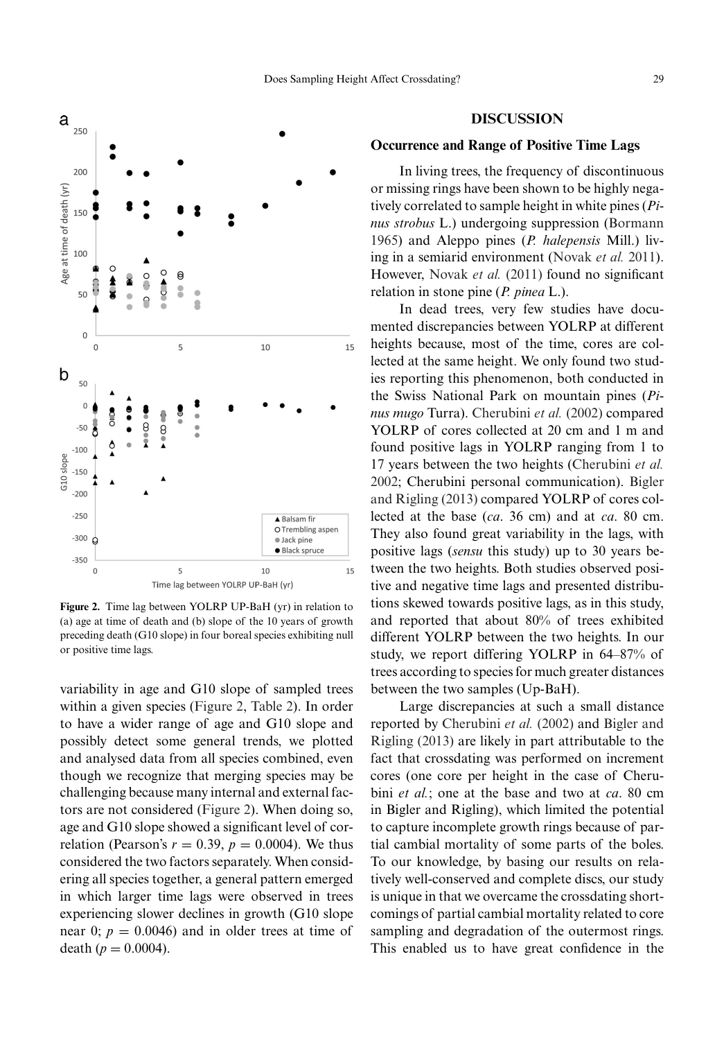Figure 2. Time lag between YOLRP UP-BaH (yr) in relation to (a) age at time of death and (b) slope of the 10 years of growth preceding death (G10 slope) in four boreal species exhibiting null or positive time lags.

variability in age and G10 slope of sampled trees within a given species (Figure 2, Table 2). In order to have a wider range of age and G10 slope and possibly detect some general trends, we plotted and analysed data from all species combined, even though we recognize that merging species may be challenging because many internal and external factors are not considered (Figure 2). When doing so, age and G10 slope showed a significant level of correlation (Pearson's $r = 0.39$, $p = 0.0004$). We thus considered the two factors separately. When considering all species together, a general pattern emerged in which larger time lags were observed in trees experiencing slower declines in growth (G10 slope near 0; $p = 0.0046$) and in older trees at time of death ($p = 0.0004$).

## DISCUSSION

### Occurrence and Range of Positive Time Lags

In living trees, the frequency of discontinuous or missing rings have been shown to be highly negatively correlated to sample height in white pines (*Pinus strobus* L.) undergoing suppression (Bormann 1965) and Aleppo pines (*P. halepensis* Mill.) living in a semiarid environment (Novak *et al.* 2011). However, Novak *et al.* (2011) found no significant relation in stone pine (*P. pinea* L.).

In dead trees, very few studies have documented discrepancies between YOLRP at different heights because, most of the time, cores are collected at the same height. We only found two studies reporting this phenomenon, both conducted in the Swiss National Park on mountain pines (*Pinus mugo* Turra). Cherubini *et al.* (2002) compared YOLRP of cores collected at 20 cm and 1 m and found positive lags in YOLRP ranging from 1 to 17 years between the two heights (Cherubini *et al.* 2002; Cherubini personal communication). Bigler and Rigling (2013) compared YOLRP of cores collected at the base (*ca*. 36 cm) and at *ca*. 80 cm. They also found great variability in the lags, with positive lags (*sensu* this study) up to 30 years between the two heights. Both studies observed positive and negative time lags and presented distributions skewed towards positive lags, as in this study, and reported that about 80% of trees exhibited different YOLRP between the two heights. In our study, we report differing YOLRP in 64–87% of trees according to species for much greater distances between the two samples (Up-BaH).

Large discrepancies at such a small distance reported by Cherubini *et al.* (2002) and Bigler and Rigling (2013) are likely in part attributable to the fact that crossdating was performed on increment cores (one core per height in the case of Cherubini *et al.*; one at the base and two at *ca*. 80 cm in Bigler and Rigling), which limited the potential to capture incomplete growth rings because of partial cambial mortality of some parts of the boles. To our knowledge, by basing our results on relatively well-conserved and complete discs, our study is unique in that we overcame the crossdating shortcomings of partial cambial mortality related to core sampling and degradation of the outermost rings. This enabled us to have great confidence in the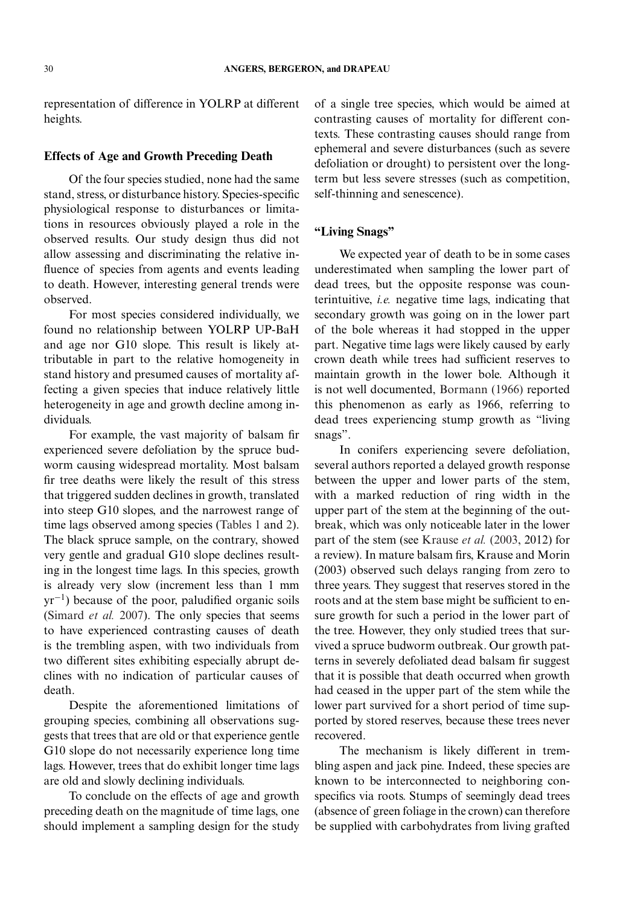representation of difference in YOLRP at different heights.

### Effects of Age and Growth Preceding Death

Of the four species studied, none had the same stand, stress, or disturbance history. Species-specific physiological response to disturbances or limitations in resources obviously played a role in the observed results. Our study design thus did not allow assessing and discriminating the relative influence of species from agents and events leading to death. However, interesting general trends were observed.

For most species considered individually, we found no relationship between YOLRP UP-BaH and age nor G10 slope. This result is likely attributable in part to the relative homogeneity in stand history and presumed causes of mortality affecting a given species that induce relatively little heterogeneity in age and growth decline among individuals.

For example, the vast majority of balsam fir experienced severe defoliation by the spruce budworm causing widespread mortality. Most balsam fir tree deaths were likely the result of this stress that triggered sudden declines in growth, translated into steep G10 slopes, and the narrowest range of time lags observed among species (Tables 1 and 2). The black spruce sample, on the contrary, showed very gentle and gradual G10 slope declines resulting in the longest time lags. In this species, growth is already very slow (increment less than 1 mm $yr^{-1}$) because of the poor, paludified organic soils (Simard *et al.* 2007). The only species that seems to have experienced contrasting causes of death is the trembling aspen, with two individuals from two different sites exhibiting especially abrupt declines with no indication of particular causes of death.

Despite the aforementioned limitations of grouping species, combining all observations suggests that trees that are old or that experience gentle G10 slope do not necessarily experience long time lags. However, trees that do exhibit longer time lags are old and slowly declining individuals.

To conclude on the effects of age and growth preceding death on the magnitude of time lags, one should implement a sampling design for the study of a single tree species, which would be aimed at contrasting causes of mortality for different contexts. These contrasting causes should range from ephemeral and severe disturbances (such as severe defoliation or drought) to persistent over the long-term but less severe stresses (such as competition, self-thinning and senescence).

### "Living Snags"

We expected year of death to be in some cases underestimated when sampling the lower part of dead trees, but the opposite response was counterintuitive, *i.e.* negative time lags, indicating that secondary growth was going on in the lower part of the bole whereas it had stopped in the upper part. Negative time lags were likely caused by early crown death while trees had sufficient reserves to maintain growth in the lower bole. Although it is not well documented, Bormann (1966) reported this phenomenon as early as 1966, referring to dead trees experiencing stump growth as "living snags".

In conifers experiencing severe defoliation, several authors reported a delayed growth response between the upper and lower parts of the stem, with a marked reduction of ring width in the upper part of the stem at the beginning of the outbreak, which was only noticeable later in the lower part of the stem (see Krause *et al.* (2003, 2012) for a review). In mature balsam firs, Krause and Morin (2003) observed such delays ranging from zero to three years. They suggest that reserves stored in the roots and at the stem base might be sufficient to ensure growth for such a period in the lower part of the tree. However, they only studied trees that survived a spruce budworm outbreak. Our growth patterns in severely defoliated dead balsam fir suggest that it is possible that death occurred when growth had ceased in the upper part of the stem while the lower part survived for a short period of time supported by stored reserves, because these trees never recovered.

The mechanism is likely different in trembling aspen and jack pine. Indeed, these species are known to be interconnected to neighboring conspecifics via roots. Stumps of seemingly dead trees (absence of green foliage in the crown) can therefore be supplied with carbohydrates from living grafted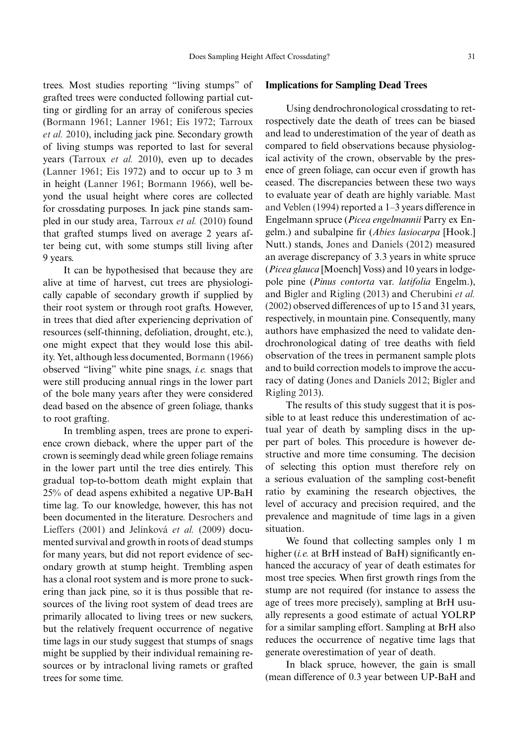trees. Most studies reporting "living stumps" of grafted trees were conducted following partial cutting or girdling for an array of coniferous species (Bormann 1961; Lanner 1961; Eis 1972; Tarroux *et al.* 2010), including jack pine. Secondary growth of living stumps was reported to last for several years (Tarroux *et al.* 2010), even up to decades (Lanner 1961; Eis 1972) and to occur up to 3 m in height (Lanner 1961; Bormann 1966), well beyond the usual height where cores are collected for crossdating purposes. In jack pine stands sampled in our study area, Tarroux *et al.* (2010) found that grafted stumps lived on average 2 years after being cut, with some stumps still living after 9 years.

It can be hypothesised that because they are alive at time of harvest, cut trees are physiologically capable of secondary growth if supplied by their root system or through root grafts. However, in trees that died after experiencing deprivation of resources (self-thinning, defoliation, drought, etc.), one might expect that they would lose this ability. Yet, although less documented, Bormann (1966) observed "living" white pine snags, *i.e.* snags that were still producing annual rings in the lower part of the bole many years after they were considered dead based on the absence of green foliage, thanks to root grafting.

In trembling aspen, trees are prone to experience crown dieback, where the upper part of the crown is seemingly dead while green foliage remains in the lower part until the tree dies entirely. This gradual top-to-bottom death might explain that 25% of dead aspens exhibited a negative UP-BaH time lag. To our knowledge, however, this has not been documented in the literature. Desrochers and Lieffers (2001) and Jelínková *et al.* (2009) documented survival and growth in roots of dead stumps for many years, but did not report evidence of secondary growth at stump height. Trembling aspen has a clonal root system and is more prone to suckering than jack pine, so it is thus possible that resources of the living root system of dead trees are primarily allocated to living trees or new suckers, but the relatively frequent occurrence of negative time lags in our study suggest that stumps of snags might be supplied by their individual remaining resources or by intraclonal living ramets or grafted trees for some time.

## Implications for Sampling Dead Trees

Using dendrochronological crossdating to retrospectively date the death of trees can be biased and lead to underestimation of the year of death as compared to field observations because physiological activity of the crown, observable by the presence of green foliage, can occur even if growth has ceased. The discrepancies between these two ways to evaluate year of death are highly variable. Mast and Veblen (1994) reported a 1–3 years difference in Engelmann spruce (*Picea engelmannii* Parry ex Engelm.) and subalpine fir (*Abies lasiocarpa* [Hook.] Nutt.) stands, Jones and Daniels (2012) measured an average discrepancy of 3.3 years in white spruce (*Picea glauca* [Moench] Voss) and 10 years in lodgepole pine (*Pinus contorta* var. *latifolia* Engelm.), and Bigler and Rigling (2013) and Cherubini *et al.* (2002) observed differences of up to 15 and 31 years, respectively, in mountain pine. Consequently, many authors have emphasized the need to validate dendrochronological dating of tree deaths with field observation of the trees in permanent sample plots and to build correction models to improve the accuracy of dating (Jones and Daniels 2012; Bigler and Rigling 2013).

The results of this study suggest that it is possible to at least reduce this underestimation of actual year of death by sampling discs in the upper part of boles. This procedure is however destructive and more time consuming. The decision of selecting this option must therefore rely on a serious evaluation of the sampling cost-benefit ratio by examining the research objectives, the level of accuracy and precision required, and the prevalence and magnitude of time lags in a given situation.

We found that collecting samples only 1 m higher (*i.e.* at BrH instead of BaH) significantly enhanced the accuracy of year of death estimates for most tree species. When first growth rings from the stump are not required (for instance to assess the age of trees more precisely), sampling at BrH usually represents a good estimate of actual YOLRP for a similar sampling effort. Sampling at BrH also reduces the occurrence of negative time lags that generate overestimation of year of death.

In black spruce, however, the gain is small (mean difference of 0.3 year between UP-BaH and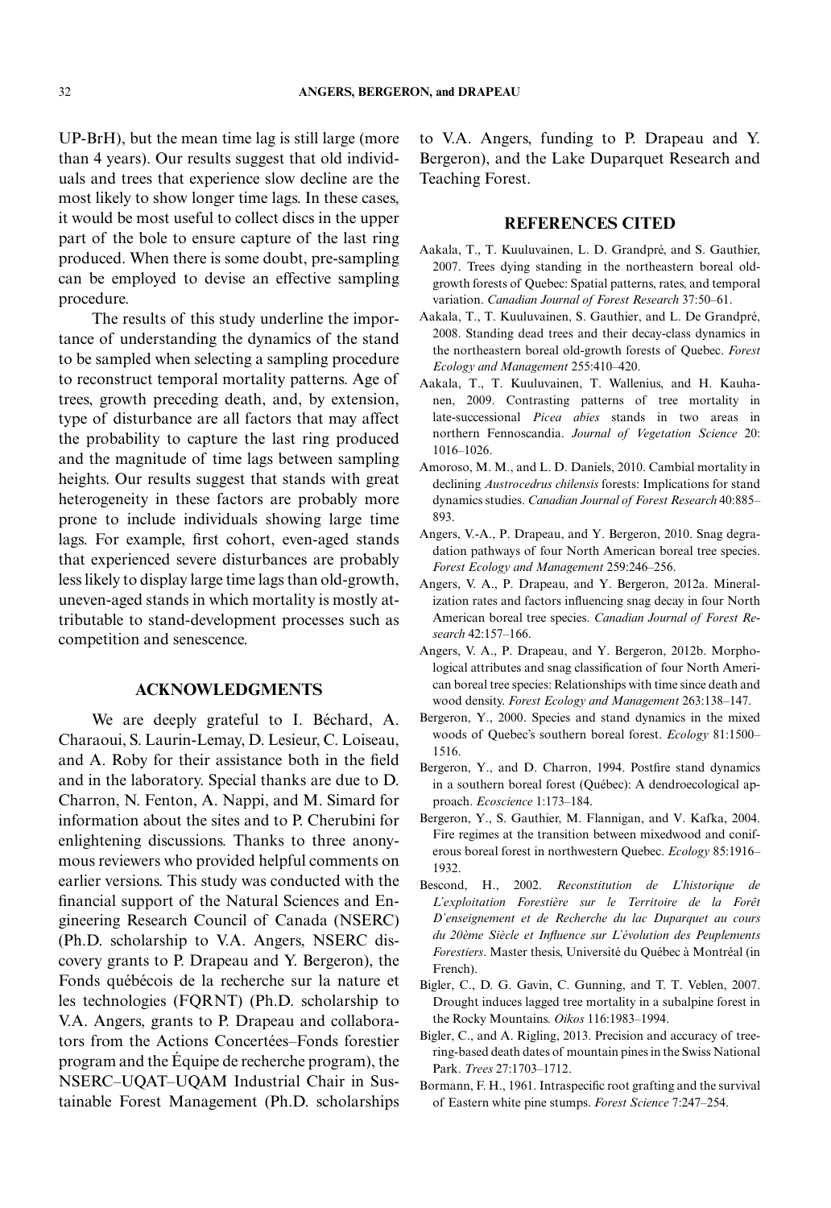UP-BrH), but the mean time lag is still large (more than 4 years). Our results suggest that old individuals and trees that experience slow decline are the most likely to show longer time lags. In these cases, it would be most useful to collect discs in the upper part of the bole to ensure capture of the last ring produced. When there is some doubt, pre-sampling can be employed to devise an effective sampling procedure.

The results of this study underline the importance of understanding the dynamics of the stand to be sampled when selecting a sampling procedure to reconstruct temporal mortality patterns. Age of trees, growth preceding death, and, by extension, type of disturbance are all factors that may affect the probability to capture the last ring produced and the magnitude of time lags between sampling heights. Our results suggest that stands with great heterogeneity in these factors are probably more prone to include individuals showing large time lags. For example, first cohort, even-aged stands that experienced severe disturbances are probably less likely to display large time lags than old-growth, uneven-aged stands in which mortality is mostly attributable to stand-development processes such as competition and senescence.

## ACKNOWLEDGMENTS

We are deeply grateful to I. Béchard, A. Charaoui, S. Laurin-Lemay, D. Lesieur, C. Loiseau, and A. Roby for their assistance both in the field and in the laboratory. Special thanks are due to D. Charron, N. Fenton, A. Nappi, and M. Simard for information about the sites and to P. Cherubini for enlightening discussions. Thanks to three anonymous reviewers who provided helpful comments on earlier versions. This study was conducted with the financial support of the Natural Sciences and Engineering Research Council of Canada (NSERC) (Ph.D. scholarship to V.A. Angers, NSERC discovery grants to P. Drapeau and Y. Bergeron), the Fonds québécois de la recherche sur la nature et les technologies (FQRNT) (Ph.D. scholarship to V.A. Angers, grants to P. Drapeau and collaborators from the Actions Concertées–Fonds forestier program and the Équipe de recherche program), the NSERC–UQAT–UQAM Industrial Chair in Sustainable Forest Management (Ph.D. scholarships to V.A. Angers, funding to P. Drapeau and Y. Bergeron), and the Lake Duparquet Research and Teaching Forest.

## REFERENCES CITED

Aakala, T., T. Kuuluvainen, L. D. Grandpré, and S. Gauthier, 2007. Trees dying standing in the northeastern boreal old-growth forests of Quebec: Spatial patterns, rates, and temporal variation. *Canadian Journal of Forest Research* 37:50–61.

Aakala, T., T. Kuuluvainen, S. Gauthier, and L. De Grandpré, 2008. Standing dead trees and their decay-class dynamics in the northeastern boreal old-growth forests of Quebec. *Forest Ecology and Management* 255:410–420.

Aakala, T., T. Kuuluvainen, T. Wallenius, and H. Kauhanen, 2009. Contrasting patterns of tree mortality in late-successional *Picea abies* stands in two areas in northern Fennoscandia. *Journal of Vegetation Science* 20: 1016–1026.

Amoroso, M. M., and L. D. Daniels, 2010. Cambial mortality in declining *Austrocedrus chilensis* forests: Implications for stand dynamics studies. *Canadian Journal of Forest Research* 40:885–893.

Angers, V.-A., P. Drapeau, and Y. Bergeron, 2010. Snag degradation pathways of four North American boreal tree species. *Forest Ecology and Management* 259:246–256.

Angers, V. A., P. Drapeau, and Y. Bergeron, 2012a. Mineralization rates and factors influencing snag decay in four North American boreal tree species. *Canadian Journal of Forest Research* 42:157–166.

Angers, V. A., P. Drapeau, and Y. Bergeron, 2012b. Morphological attributes and snag classification of four North American boreal tree species: Relationships with time since death and wood density. *Forest Ecology and Management* 263:138–147.

Bergeron, Y., 2000. Species and stand dynamics in the mixed woods of Quebec's southern boreal forest. *Ecology* 81:1500–1516.

Bergeron, Y., and D. Charron, 1994. Postfire stand dynamics in a southern boreal forest (Québec): A dendroecological approach. *Ecoscience* 1:173–184.

Bergeron, Y., S. Gauthier, M. Flannigan, and V. Kafka, 2004. Fire regimes at the transition between mixedwood and coniferous boreal forest in northwestern Quebec. *Ecology* 85:1916–1932.

Bescond, H., 2002. *Reconstitution de L'historique de L'exploitation Forestière sur le Territoire de la Forêt D'enseignement et de Recherche du lac Duparquet au cours du 20ème Siècle et Influence sur L'évolution des Peuplements Forestiers*. Master thesis, Université du Québec à Montréal (in French).

Bigler, C., D. G. Gavin, C. Gunning, and T. T. Veblen, 2007. Drought induces lagged tree mortality in a subalpine forest in the Rocky Mountains. *Oikos* 116:1983–1994.

Bigler, C., and A. Rigling, 2013. Precision and accuracy of tree-ring-based death dates of mountain pines in the Swiss National Park. *Trees* 27:1703–1712.

Bormann, F. H., 1961. Intraspecific root grafting and the survival of Eastern white pine stumps. *Forest Science* 7:247–254.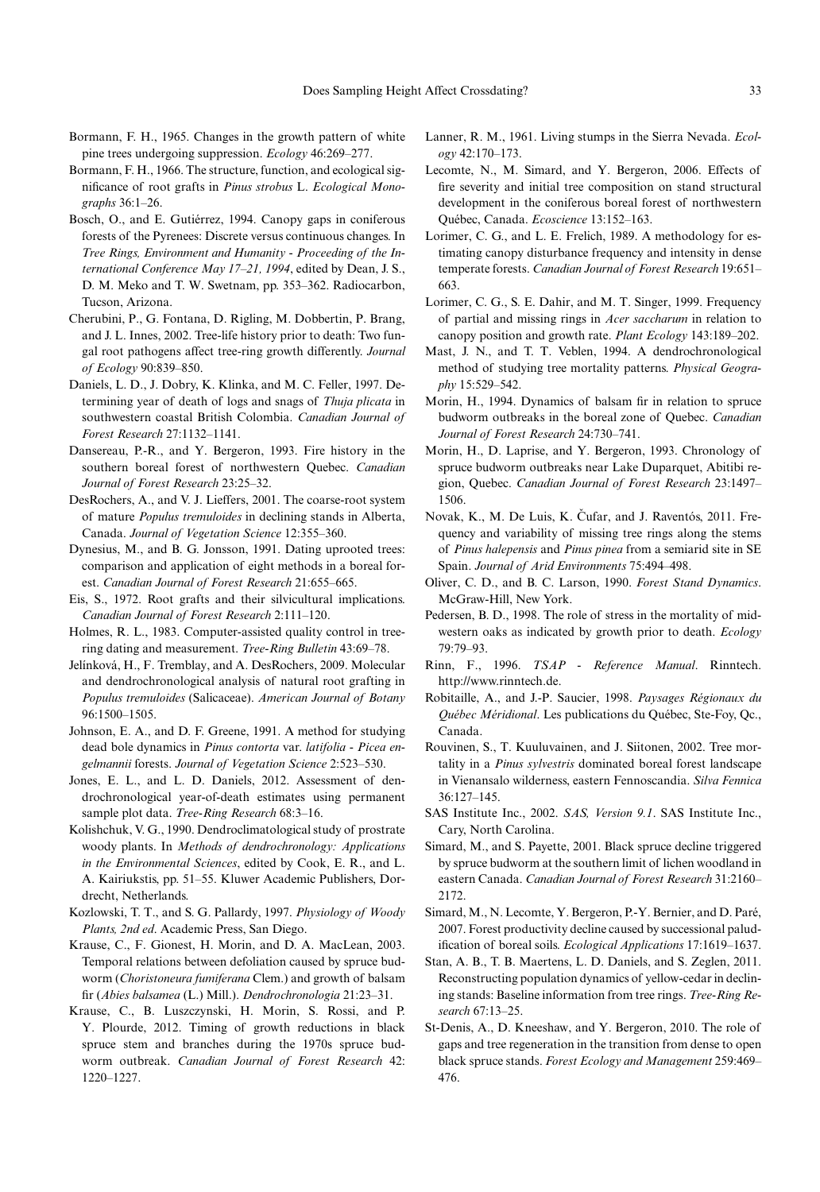Bormann, F. H., 1965. Changes in the growth pattern of white pine trees undergoing suppression. *Ecology* 46:269–277.

Bormann, F. H., 1966. The structure, function, and ecological significance of root grafts in *Pinus strobus* L. *Ecological Monographs* 36:1–26.

Bosch, O., and E. Gutiérrez, 1994. Canopy gaps in coniferous forests of the Pyrenees: Discrete versus continuous changes. In *Tree Rings, Environment and Humanity - Proceeding of the International Conference May 17–21, 1994*, edited by Dean, J. S., D. M. Meko and T. W. Swetnam, pp. 353–362. Radiocarbon, Tucson, Arizona.

Cherubini, P., G. Fontana, D. Rigling, M. Dobbertin, P. Brang, and J. L. Innes, 2002. Tree-life history prior to death: Two fungal root pathogens affect tree-ring growth differently. *Journal of Ecology* 90:839–850.

Daniels, L. D., J. Dobry, K. Klinka, and M. C. Feller, 1997. Determining year of death of logs and snags of *Thuja plicata* in southwestern coastal British Colombia. *Canadian Journal of Forest Research* 27:1132–1141.

Dansereau, P.-R., and Y. Bergeron, 1993. Fire history in the southern boreal forest of northwestern Quebec. *Canadian Journal of Forest Research* 23:25–32.

DesRochers, A., and V. J. Lieffers, 2001. The coarse-root system of mature *Populus tremuloides* in declining stands in Alberta, Canada. *Journal of Vegetation Science* 12:355–360.

Dynesius, M., and B. G. Jonsson, 1991. Dating uprooted trees: comparison and application of eight methods in a boreal forest. *Canadian Journal of Forest Research* 21:655–665.

Eis, S., 1972. Root grafts and their silvicultural implications. *Canadian Journal of Forest Research* 2:111–120.

Holmes, R. L., 1983. Computer-assisted quality control in tree-ring dating and measurement. *Tree-Ring Bulletin* 43:69–78.

Jelínková, H., F. Tremblay, and A. DesRochers, 2009. Molecular and dendrochronological analysis of natural root grafting in *Populus tremuloides* (Salicaceae). *American Journal of Botany* 96:1500–1505.

Johnson, E. A., and D. F. Greene, 1991. A method for studying dead bole dynamics in *Pinus contorta* var. *latifolia* - *Picea engelmannii* forests. *Journal of Vegetation Science* 2:523–530.

Jones, E. L., and L. D. Daniels, 2012. Assessment of dendrochronological year-of-death estimates using permanent sample plot data. *Tree-Ring Research* 68:3–16.

Kolishchuk, V. G., 1990. Dendroclimatological study of prostrate woody plants. In *Methods of dendrochronology: Applications in the Environmental Sciences*, edited by Cook, E. R., and L. A. Kairiukstis, pp. 51–55. Kluwer Academic Publishers, Dordrecht, Netherlands.

Kozlowski, T. T., and S. G. Pallardy, 1997. *Physiology of Woody Plants, 2nd ed*. Academic Press, San Diego.

Krause, C., F. Gionest, H. Morin, and D. A. MacLean, 2003. Temporal relations between defoliation caused by spruce budworm (*Choristoneura fumiferana* Clem.) and growth of balsam fir (*Abies balsamea* (L.) Mill.). *Dendrochronologia* 21:23–31.

Krause, C., B. Luszczynski, H. Morin, S. Rossi, and P. Y. Plourde, 2012. Timing of growth reductions in black spruce stem and branches during the 1970s spruce budworm outbreak. *Canadian Journal of Forest Research* 42: 1220–1227.

Lanner, R. M., 1961. Living stumps in the Sierra Nevada. *Ecology* 42:170–173.

Lecomte, N., M. Simard, and Y. Bergeron, 2006. Effects of fire severity and initial tree composition on stand structural development in the coniferous boreal forest of northwestern Québec, Canada. *Ecoscience* 13:152–163.

Lorimer, C. G., and L. E. Frelich, 1989. A methodology for estimating canopy disturbance frequency and intensity in dense temperate forests. *Canadian Journal of Forest Research* 19:651–663.

Lorimer, C. G., S. E. Dahir, and M. T. Singer, 1999. Frequency of partial and missing rings in *Acer saccharum* in relation to canopy position and growth rate. *Plant Ecology* 143:189–202.

Mast, J. N., and T. T. Veblen, 1994. A dendrochronological method of studying tree mortality patterns. *Physical Geography* 15:529–542.

Morin, H., 1994. Dynamics of balsam fir in relation to spruce budworm outbreaks in the boreal zone of Quebec. *Canadian Journal of Forest Research* 24:730–741.

Morin, H., D. Laprise, and Y. Bergeron, 1993. Chronology of spruce budworm outbreaks near Lake Duparquet, Abitibi region, Quebec. *Canadian Journal of Forest Research* 23:1497–1506.

Novak, K., M. De Luis, K. Čufar, and J. Raventós, 2011. Frequency and variability of missing tree rings along the stems of *Pinus halepensis* and *Pinus pinea* from a semiarid site in SE Spain. *Journal of Arid Environments* 75:494–498.

Oliver, C. D., and B. C. Larson, 1990. *Forest Stand Dynamics*. McGraw-Hill, New York.

Pedersen, B. D., 1998. The role of stress in the mortality of midwestern oaks as indicated by growth prior to death. *Ecology* 79:79–93.

Rinn, F., 1996. *TSAP - Reference Manual*. Rinntech. http://www.rinntech.de.

Robitaille, A., and J.-P. Saucier, 1998. *Paysages Régionaux du Québec Méridional*. Les publications du Québec, Ste-Foy, Qc., Canada.

Rouvinen, S., T. Kuuluvainen, and J. Siitonen, 2002. Tree mortality in a *Pinus sylvestris* dominated boreal forest landscape in Vienansalo wilderness, eastern Fennoscandia. *Silva Fennica* 36:127–145.

SAS Institute Inc., 2002. *SAS, Version 9.1*. SAS Institute Inc., Cary, North Carolina.

Simard, M., and S. Payette, 2001. Black spruce decline triggered by spruce budworm at the southern limit of lichen woodland in eastern Canada. *Canadian Journal of Forest Research* 31:2160–2172.

Simard, M., N. Lecomte, Y. Bergeron, P.-Y. Bernier, and D. Paré, 2007. Forest productivity decline caused by successional paludification of boreal soils. *Ecological Applications* 17:1619–1637.

Stan, A. B., T. B. Maertens, L. D. Daniels, and S. Zeglen, 2011. Reconstructing population dynamics of yellow-cedar in declining stands: Baseline information from tree rings. *Tree-Ring Research* 67:13–25.

St-Denis, A., D. Kneeshaw, and Y. Bergeron, 2010. The role of gaps and tree regeneration in the transition from dense to open black spruce stands. *Forest Ecology and Management* 259:469–476.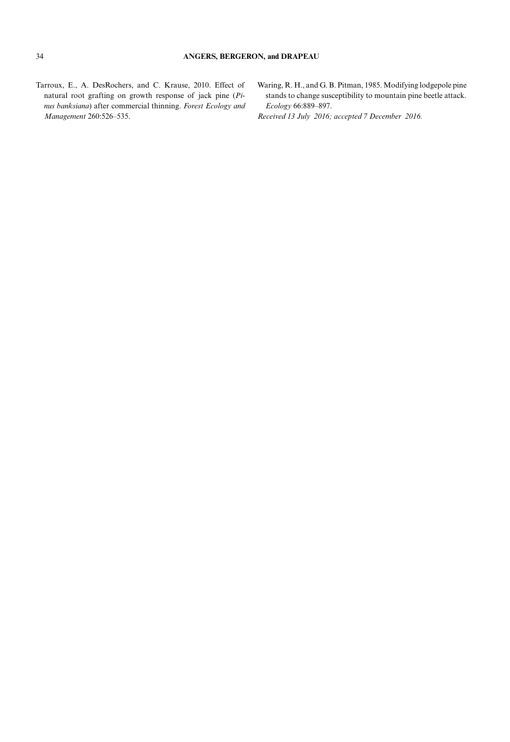Tarroux, E., A. DesRochers, and C. Krause, 2010. Effect of natural root grafting on growth response of jack pine (*Pinus banksiana*) after commercial thinning. *Forest Ecology and Management* 260:526–535.

Waring, R. H., and G. B. Pitman, 1985. Modifying lodgepole pine stands to change susceptibility to mountain pine beetle attack. *Ecology* 66:889–897.

*Received 13 July 2016; accepted 7 December 2016.*